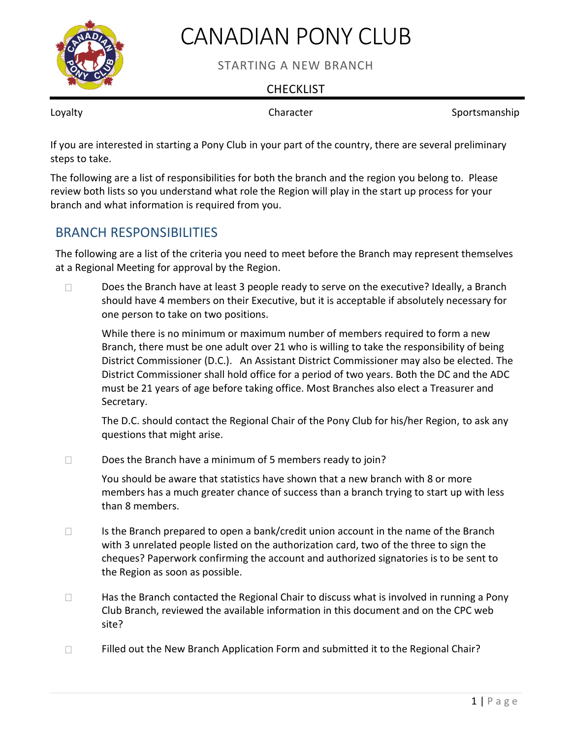# CANADIAN PONY CLUB

STARTING A NEW BRANCH

CHECKLIST

Loyalty Character Sportsmanship

If you are interested in starting a Pony Club in your part of the country, there are several preliminary steps to take.

The following are a list of responsibilities for both the branch and the region you belong to. Please review both lists so you understand what role the Region will play in the start up process for your branch and what information is required from you.

## BRANCH RESPONSIBILITIES

The following are a list of the criteria you need to meet before the Branch may represent themselves at a Regional Meeting for approval by the Region.

- ☐ Does the Branch have at least 3 people ready to serve on the executive? Ideally, a Branch should have 4 members on their Executive, but it is acceptable if absolutely necessary for one person to take on two positions.

  While there is no minimum or maximum number of members required to form a new Branch, there must be one adult over 21 who is willing to take the responsibility of being District Commissioner (D.C.). An Assistant District Commissioner may also be elected. The District Commissioner shall hold office for a period of two years. Both the DC and the ADC must be 21 years of age before taking office. Most Branches also elect a Treasurer and Secretary.

  The D.C. should contact the Regional Chair of the Pony Club for his/her Region, to ask any questions that might arise.

- ☐ Does the Branch have a minimum of 5 members ready to join?

  You should be aware that statistics have shown that a new branch with 8 or more members has a much greater chance of success than a branch trying to start up with less than 8 members.

- ☐ Is the Branch prepared to open a bank/credit union account in the name of the Branch with 3 unrelated people listed on the authorization card, two of the three to sign the cheques? Paperwork confirming the account and authorized signatories is to be sent to the Region as soon as possible.

- ☐ Has the Branch contacted the Regional Chair to discuss what is involved in running a Pony Club Branch, reviewed the available information in this document and on the CPC web site?

- ☐ Filled out the New Branch Application Form and submitted it to the Regional Chair?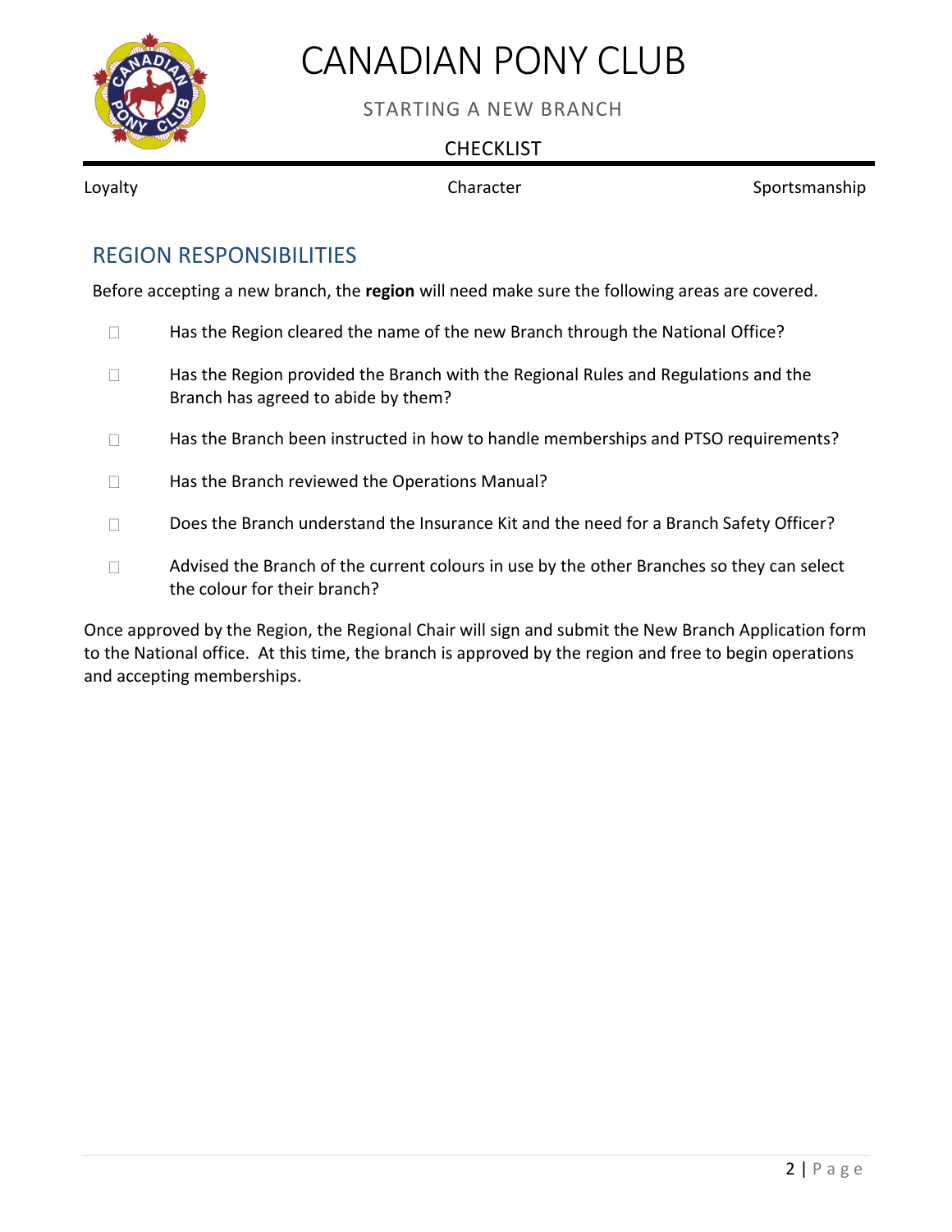# CANADIAN PONY CLUB

STARTING A NEW BRANCH

CHECKLIST

Loyalty Character Sportsmanship

## REGION RESPONSIBILITIES

Before accepting a new branch, the **region** will need make sure the following areas are covered.

- ☐ Has the Region cleared the name of the new Branch through the National Office?
- ☐ Has the Region provided the Branch with the Regional Rules and Regulations and the Branch has agreed to abide by them?
- ☐ Has the Branch been instructed in how to handle memberships and PTSO requirements?
- ☐ Has the Branch reviewed the Operations Manual?
- ☐ Does the Branch understand the Insurance Kit and the need for a Branch Safety Officer?
- ☐ Advised the Branch of the current colours in use by the other Branches so they can select the colour for their branch?

Once approved by the Region, the Regional Chair will sign and submit the New Branch Application form to the National office. At this time, the branch is approved by the region and free to begin operations and accepting memberships.